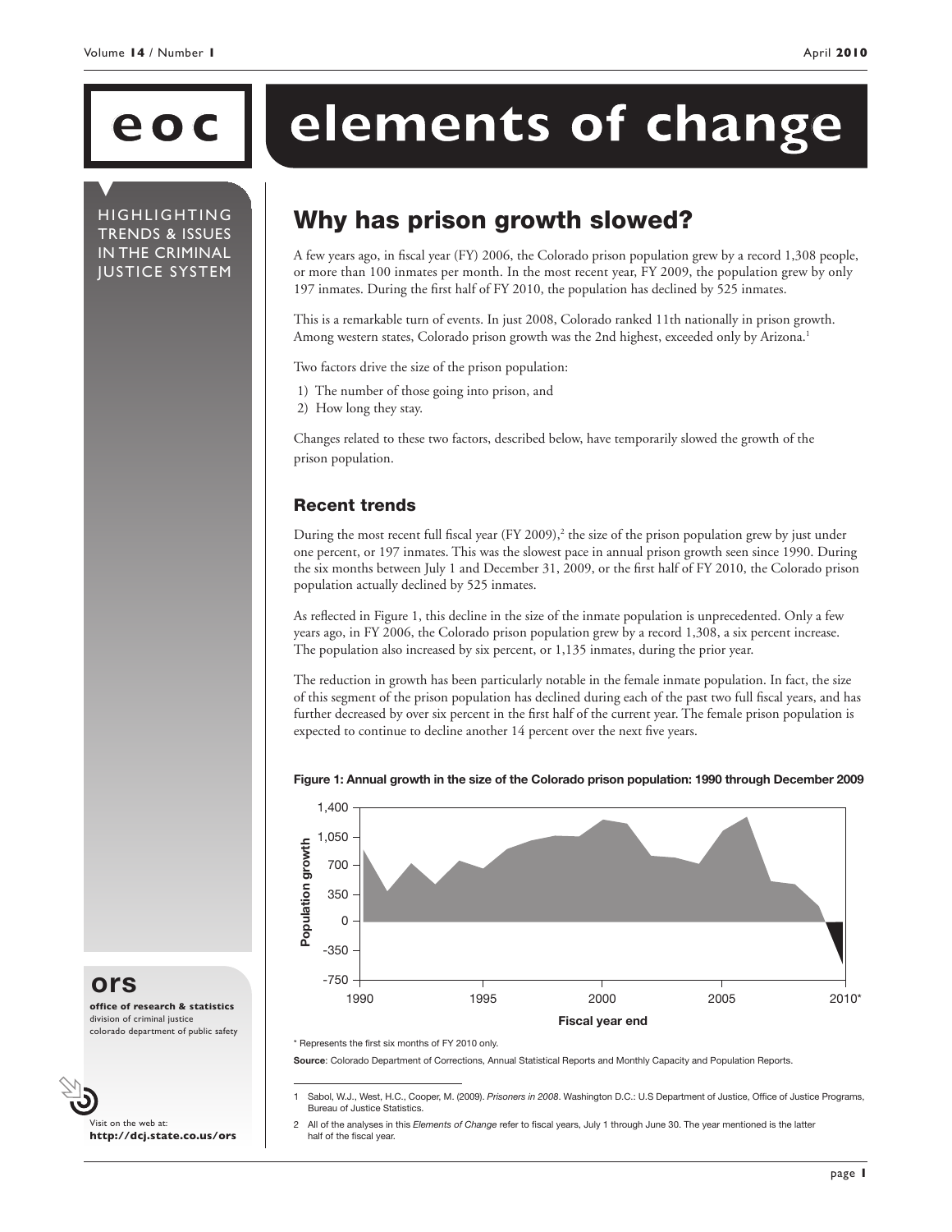# elements of change

HIGHLIGHTING TRENDS & ISSUES IN THE CRIMINAL JUSTICE SYSTEM

## Why has prison growth slowed?

A few years ago, in fiscal year (FY) 2006, the Colorado prison population grew by a record 1,308 people, or more than 100 inmates per month. In the most recent year, FY 2009, the population grew by only 197 inmates. During the first half of FY 2010, the population has declined by 525 inmates.

This is a remarkable turn of events. In just 2008, Colorado ranked 11th nationally in prison growth. Among western states, Colorado prison growth was the 2nd highest, exceeded only by Arizona.[1]

Two factors drive the size of the prison population:

1) The number of those going into prison, and
2) How long they stay.

Changes related to these two factors, described below, have temporarily slowed the growth of the prison population.

### Recent trends

During the most recent full fiscal year (FY 2009),[2] the size of the prison population grew by just under one percent, or 197 inmates. This was the slowest pace in annual prison growth seen since 1990. During the six months between July 1 and December 31, 2009, or the first half of FY 2010, the Colorado prison population actually declined by 525 inmates.

As reflected in Figure 1, this decline in the size of the inmate population is unprecedented. Only a few years ago, in FY 2006, the Colorado prison population grew by a record 1,308, a six percent increase. The population also increased by six percent, or 1,135 inmates, during the prior year.

The reduction in growth has been particularly notable in the female inmate population. In fact, the size of this segment of the prison population has declined during each of the past two full fiscal years, and has further decreased by over six percent in the first half of the current year. The female prison population is expected to continue to decline another 14 percent over the next five years.

**Figure 1: Annual growth in the size of the Colorado prison population: 1990 through December 2009**

\* Represents the first six months of FY 2010 only.

**Source**: Colorado Department of Corrections, Annual Statistical Reports and Monthly Capacity and Population Reports.

1 Sabol, W.J., West, H.C., Cooper, M. (2009). *Prisoners in 2008*. Washington D.C.: U.S Department of Justice, Office of Justice Programs, Bureau of Justice Statistics.

2 All of the analyses in this *Elements of Change* refer to fiscal years, July 1 through June 30. The year mentioned is the latter half of the fiscal year.

**ors**
**office of research & statistics**
division of criminal justice
colorado department of public safety

Visit on the web at:
**http://dcj.state.co.us/ors**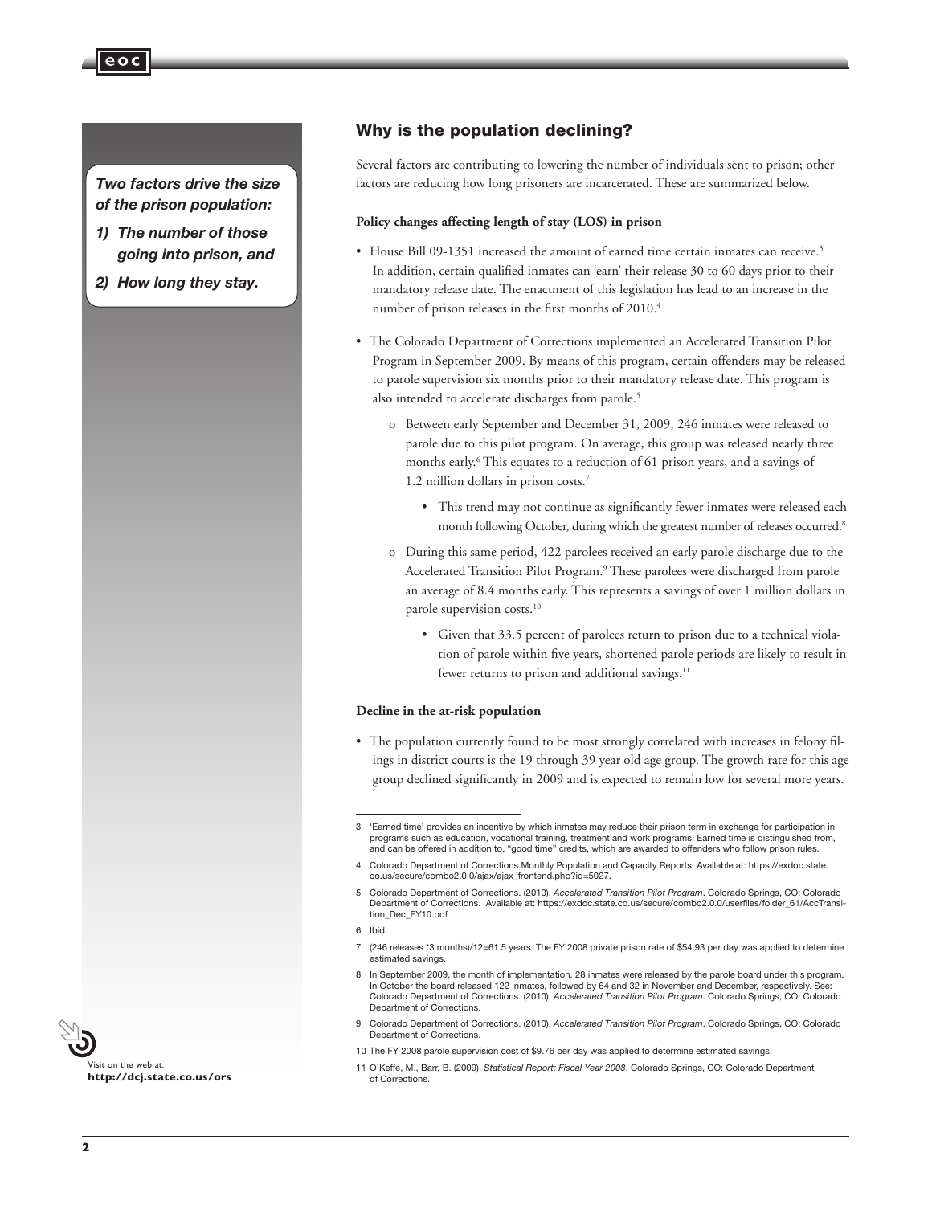*Two factors drive the size of the prison population:*

1) *The number of those going into prison, and*
2) *How long they stay.*

## Why is the population declining?

Several factors are contributing to lowering the number of individuals sent to prison; other factors are reducing how long prisoners are incarcerated. These are summarized below.

**Policy changes affecting length of stay (LOS) in prison**

- House Bill 09-1351 increased the amount of earned time certain inmates can receive.[3] In addition, certain qualified inmates can 'earn' their release 30 to 60 days prior to their mandatory release date. The enactment of this legislation has lead to an increase in the number of prison releases in the first months of 2010.[4]

- The Colorado Department of Corrections implemented an Accelerated Transition Pilot Program in September 2009. By means of this program, certain offenders may be released to parole supervision six months prior to their mandatory release date. This program is also intended to accelerate discharges from parole.[5]
  - Between early September and December 31, 2009, 246 inmates were released to parole due to this pilot program. On average, this group was released nearly three months early.[6] This equates to a reduction of 61 prison years, and a savings of 1.2 million dollars in prison costs.[7]
    - This trend may not continue as significantly fewer inmates were released each month following October, during which the greatest number of releases occurred.[8]
  - During this same period, 422 parolees received an early parole discharge due to the Accelerated Transition Pilot Program.[9] These parolees were discharged from parole an average of 8.4 months early. This represents a savings of over 1 million dollars in parole supervision costs.[10]
    - Given that 33.5 percent of parolees return to prison due to a technical violation of parole within five years, shortened parole periods are likely to result in fewer returns to prison and additional savings.[11]

**Decline in the at-risk population**

- The population currently found to be most strongly correlated with increases in felony filings in district courts is the 19 through 39 year old age group. The growth rate for this age group declined significantly in 2009 and is expected to remain low for several more years.

---

3 'Earned time' provides an incentive by which inmates may reduce their prison term in exchange for participation in programs such as education, vocational training, treatment and work programs. Earned time is distinguished from, and can be offered in addition to, "good time" credits, which are awarded to offenders who follow prison rules.

4 Colorado Department of Corrections Monthly Population and Capacity Reports. Available at: https://exdoc.state.co.us/secure/combo2.0.0/ajax/ajax_frontend.php?id=5027.

5 Colorado Department of Corrections. (2010). *Accelerated Transition Pilot Program*. Colorado Springs, CO: Colorado Department of Corrections. Available at: https://exdoc.state.co.us/secure/combo2.0.0/userfiles/folder_61/AccTransition_Dec_FY10.pdf

6 Ibid.

7 (246 releases *3 months)/12=61.5 years. The FY 2008 private prison rate of $54.93 per day was applied to determine estimated savings.

8 In September 2009, the month of implementation, 28 inmates were released by the parole board under this program. In October the board released 122 inmates, followed by 64 and 32 in November and December, respectively. See: Colorado Department of Corrections. (2010). *Accelerated Transition Pilot Program*. Colorado Springs, CO: Colorado Department of Corrections.

9 Colorado Department of Corrections. (2010). *Accelerated Transition Pilot Program*. Colorado Springs, CO: Colorado Department of Corrections.

10 The FY 2008 parole supervision cost of $9.76 per day was applied to determine estimated savings.

11 O'Keffe, M., Barr, B. (2009). *Statistical Report: Fiscal Year 2008*. Colorado Springs, CO: Colorado Department of Corrections.

Visit on the web at:
**http://dcj.state.co.us/ors**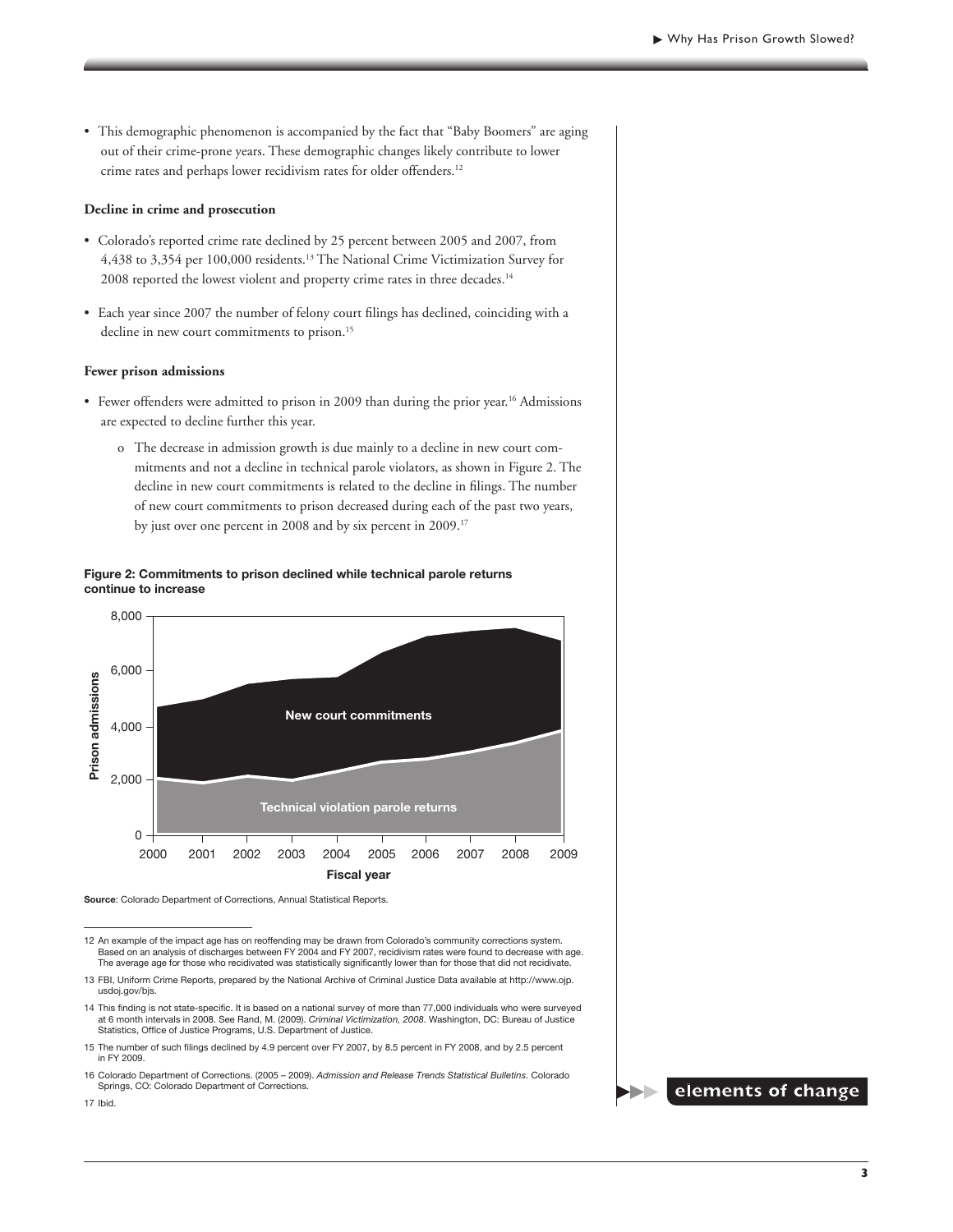- This demographic phenomenon is accompanied by the fact that "Baby Boomers" are aging out of their crime-prone years. These demographic changes likely contribute to lower crime rates and perhaps lower recidivism rates for older offenders.[12]

**Decline in crime and prosecution**

- Colorado's reported crime rate declined by 25 percent between 2005 and 2007, from 4,438 to 3,354 per 100,000 residents.[13] The National Crime Victimization Survey for 2008 reported the lowest violent and property crime rates in three decades.[14]
- Each year since 2007 the number of felony court filings has declined, coinciding with a decline in new court commitments to prison.[15]

**Fewer prison admissions**

- Fewer offenders were admitted to prison in 2009 than during the prior year.[16] Admissions are expected to decline further this year.
    - o The decrease in admission growth is due mainly to a decline in new court commitments and not a decline in technical parole violators, as shown in Figure 2. The decline in new court commitments is related to the decline in filings. The number of new court commitments to prison decreased during each of the past two years, by just over one percent in 2008 and by six percent in 2009.[17]

**Figure 2: Commitments to prison declined while technical parole returns continue to increase**

**Source**: Colorado Department of Corrections, Annual Statistical Reports.

---

12 An example of the impact age has on reoffending may be drawn from Colorado's community corrections system. Based on an analysis of discharges between FY 2004 and FY 2007, recidivism rates were found to decrease with age. The average age for those who recidivated was statistically significantly lower than for those that did not recidivate.

13 FBI, Uniform Crime Reports, prepared by the National Archive of Criminal Justice Data available at http://www.ojp.usdoj.gov/bjs.

14 This finding is not state-specific. It is based on a national survey of more than 77,000 individuals who were surveyed at 6 month intervals in 2008. See Rand, M. (2009). *Criminal Victimization, 2008*. Washington, DC: Bureau of Justice Statistics, Office of Justice Programs, U.S. Department of Justice.

15 The number of such filings declined by 4.9 percent over FY 2007, by 8.5 percent in FY 2008, and by 2.5 percent in FY 2009.

16 Colorado Department of Corrections. (2005 – 2009). *Admission and Release Trends Statistical Bulletins*. Colorado Springs, CO: Colorado Department of Corrections.

17 Ibid.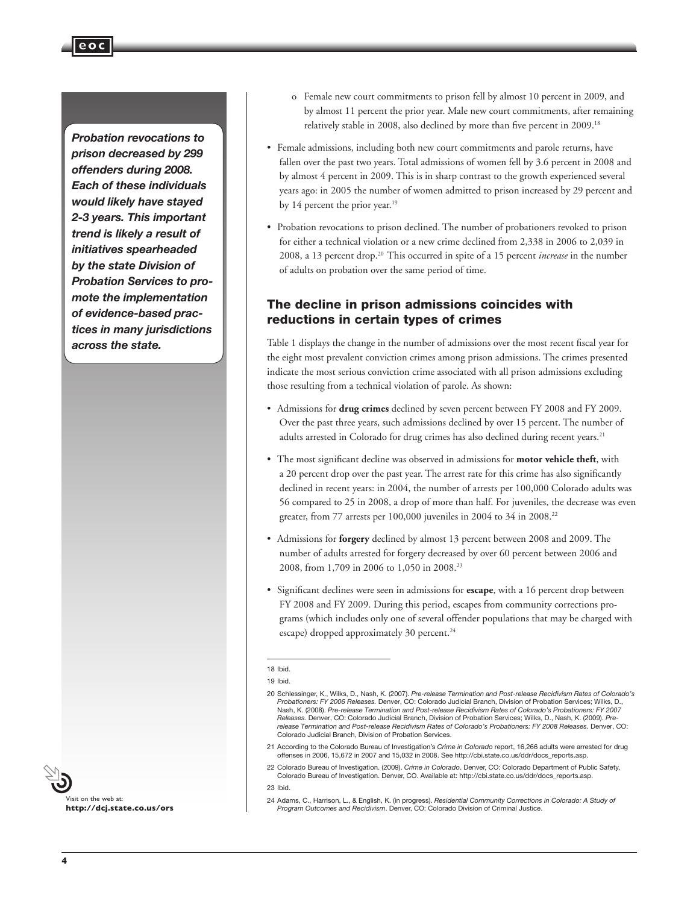*Probation revocations to prison decreased by 299 offenders during 2008. Each of these individuals would likely have stayed 2-3 years. This important trend is likely a result of initiatives spearheaded by the state Division of Probation Services to promote the implementation of evidence-based practices in many jurisdictions across the state.*

- o Female new court commitments to prison fell by almost 10 percent in 2009, and by almost 11 percent the prior year. Male new court commitments, after remaining relatively stable in 2008, also declined by more than five percent in 2009.[18]

- Female admissions, including both new court commitments and parole returns, have fallen over the past two years. Total admissions of women fell by 3.6 percent in 2008 and by almost 4 percent in 2009. This is in sharp contrast to the growth experienced several years ago: in 2005 the number of women admitted to prison increased by 29 percent and by 14 percent the prior year.[19]

- Probation revocations to prison declined. The number of probationers revoked to prison for either a technical violation or a new crime declined from 2,338 in 2006 to 2,039 in 2008, a 13 percent drop.[20] This occurred in spite of a 15 percent *increase* in the number of adults on probation over the same period of time.

### The decline in prison admissions coincides with reductions in certain types of crimes

Table 1 displays the change in the number of admissions over the most recent fiscal year for the eight most prevalent conviction crimes among prison admissions. The crimes presented indicate the most serious conviction crime associated with all prison admissions excluding those resulting from a technical violation of parole. As shown:

- Admissions for **drug crimes** declined by seven percent between FY 2008 and FY 2009. Over the past three years, such admissions declined by over 15 percent. The number of adults arrested in Colorado for drug crimes has also declined during recent years.[21]

- The most significant decline was observed in admissions for **motor vehicle theft**, with a 20 percent drop over the past year. The arrest rate for this crime has also significantly declined in recent years: in 2004, the number of arrests per 100,000 Colorado adults was 56 compared to 25 in 2008, a drop of more than half. For juveniles, the decrease was even greater, from 77 arrests per 100,000 juveniles in 2004 to 34 in 2008.[22]

- Admissions for **forgery** declined by almost 13 percent between 2008 and 2009. The number of adults arrested for forgery decreased by over 60 percent between 2006 and 2008, from 1,709 in 2006 to 1,050 in 2008.[23]

- Significant declines were seen in admissions for **escape**, with a 16 percent drop between FY 2008 and FY 2009. During this period, escapes from community corrections programs (which includes only one of several offender populations that may be charged with escape) dropped approximately 30 percent.[24]

---

18 Ibid.

19 Ibid.

20 Schlessinger, K., Wilks, D., Nash, K. (2007). *Pre-release Termination and Post-release Recidivism Rates of Colorado's Probationers: FY 2006 Releases.* Denver, CO: Colorado Judicial Branch, Division of Probation Services; Wilks, D., Nash, K. (2008). *Pre-release Termination and Post-release Recidivism Rates of Colorado's Probationers: FY 2007 Releases.* Denver, CO: Colorado Judicial Branch, Division of Probation Services; Wilks, D., Nash, K. (2009). *Pre-release Termination and Post-release Recidivism Rates of Colorado's Probationers: FY 2008 Releases.* Denver, CO: Colorado Judicial Branch, Division of Probation Services.

21 According to the Colorado Bureau of Investigation's *Crime in Colorado* report, 16,266 adults were arrested for drug offenses in 2006, 15,672 in 2007 and 15,032 in 2008. See http://cbi.state.co.us/ddr/docs_reports.asp.

22 Colorado Bureau of Investigation. (2009). *Crime in Colorado*. Denver, CO: Colorado Department of Public Safety, Colorado Bureau of Investigation. Denver, CO. Available at: http://cbi.state.co.us/ddr/docs_reports.asp.

23 Ibid.

24 Adams, C., Harrison, L., & English, K. (in progress). *Residential Community Corrections in Colorado: A Study of Program Outcomes and Recidivism*. Denver, CO: Colorado Division of Criminal Justice.

Visit on the web at:
**http://dcj.state.co.us/ors**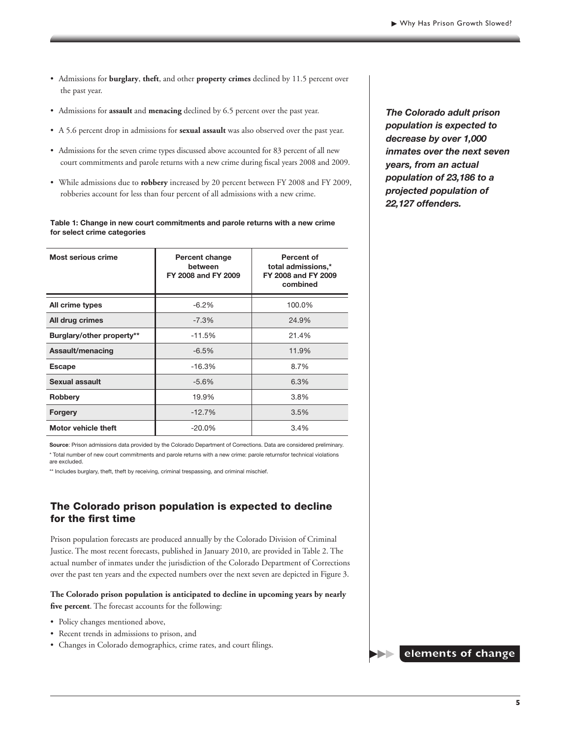- Admissions for **burglary**, **theft**, and other **property crimes** declined by 11.5 percent over the past year.
- Admissions for **assault** and **menacing** declined by 6.5 percent over the past year.
- A 5.6 percent drop in admissions for **sexual assault** was also observed over the past year.
- Admissions for the seven crime types discussed above accounted for 83 percent of all new court commitments and parole returns with a new crime during fiscal years 2008 and 2009.
- While admissions due to **robbery** increased by 20 percent between FY 2008 and FY 2009, robberies account for less than four percent of all admissions with a new crime.

***The Colorado adult prison population is expected to decrease by over 1,000 inmates over the next seven years, from an actual population of 23,186 to a projected population of 22,127 offenders.***

**Table 1: Change in new court commitments and parole returns with a new crime for select crime categories**

| Most serious crime | Percent change between FY 2008 and FY 2009 | Percent of total admissions,* FY 2008 and FY 2009 combined |
|---|---|---|
| All crime types | -6.2% | 100.0% |
| All drug crimes | -7.3% | 24.9% |
| Burglary/other property** | -11.5% | 21.4% |
| Assault/menacing | -6.5% | 11.9% |
| Escape | -16.3% | 8.7% |
| Sexual assault | -5.6% | 6.3% |
| Robbery | 19.9% | 3.8% |
| Forgery | -12.7% | 3.5% |
| Motor vehicle theft | -20.0% | 3.4% |

**Source**: Prison admissions data provided by the Colorado Department of Corrections. Data are considered preliminary.

* Total number of new court commitments and parole returns with a new crime: parole returnsfor technical violations are excluded.

** Includes burglary, theft, theft by receiving, criminal trespassing, and criminal mischief.

## The Colorado prison population is expected to decline for the first time

Prison population forecasts are produced annually by the Colorado Division of Criminal Justice. The most recent forecasts, published in January 2010, are provided in Table 2. The actual number of inmates under the jurisdiction of the Colorado Department of Corrections over the past ten years and the expected numbers over the next seven are depicted in Figure 3.

**The Colorado prison population is anticipated to decline in upcoming years by nearly five percent**. The forecast accounts for the following:

- Policy changes mentioned above,
- Recent trends in admissions to prison, and
- Changes in Colorado demographics, crime rates, and court filings.

elements of change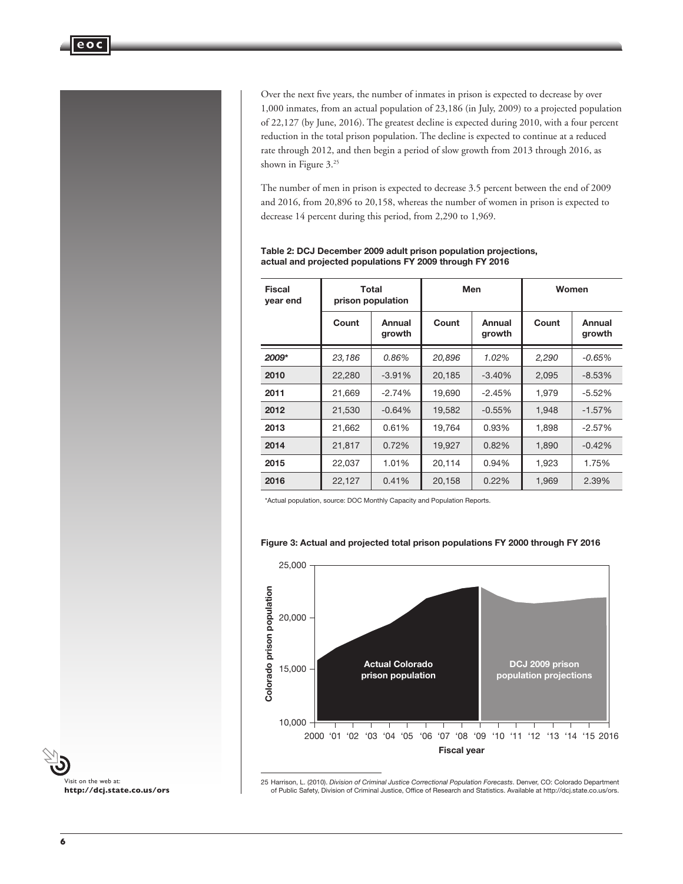Over the next five years, the number of inmates in prison is expected to decrease by over 1,000 inmates, from an actual population of 23,186 (in July, 2009) to a projected population of 22,127 (by June, 2016). The greatest decline is expected during 2010, with a four percent reduction in the total prison population. The decline is expected to continue at a reduced rate through 2012, and then begin a period of slow growth from 2013 through 2016, as shown in Figure 3.[25]

The number of men in prison is expected to decrease 3.5 percent between the end of 2009 and 2016, from 20,896 to 20,158, whereas the number of women in prison is expected to decrease 14 percent during this period, from 2,290 to 1,969.

**Table 2: DCJ December 2009 adult prison population projections, actual and projected populations FY 2009 through FY 2016**

| Fiscal year end | Total prison population | | Men | | Women | |
|---|---|---|---|---|---|---|
| | Count | Annual growth | Count | Annual growth | Count | Annual growth |
| *2009** | *23,186* | *0.86%* | *20,896* | *1.02%* | *2,290* | *-0.65%* |
| **2010** | 22,280 | -3.91% | 20,185 | -3.40% | 2,095 | -8.53% |
| **2011** | 21,669 | -2.74% | 19,690 | -2.45% | 1,979 | -5.52% |
| **2012** | 21,530 | -0.64% | 19,582 | -0.55% | 1,948 | -1.57% |
| **2013** | 21,662 | 0.61% | 19,764 | 0.93% | 1,898 | -2.57% |
| **2014** | 21,817 | 0.72% | 19,927 | 0.82% | 1,890 | -0.42% |
| **2015** | 22,037 | 1.01% | 20,114 | 0.94% | 1,923 | 1.75% |
| **2016** | 22,127 | 0.41% | 20,158 | 0.22% | 1,969 | 2.39% |

*Actual population, source: DOC Monthly Capacity and Population Reports.

**Figure 3: Actual and projected total prison populations FY 2000 through FY 2016**

25 Harrison, L. (2010). *Division of Criminal Justice Correctional Population Forecasts*. Denver, CO: Colorado Department of Public Safety, Division of Criminal Justice, Office of Research and Statistics. Available at http://dcj.state.co.us/ors.

Visit on the web at: **http://dcj.state.co.us/ors**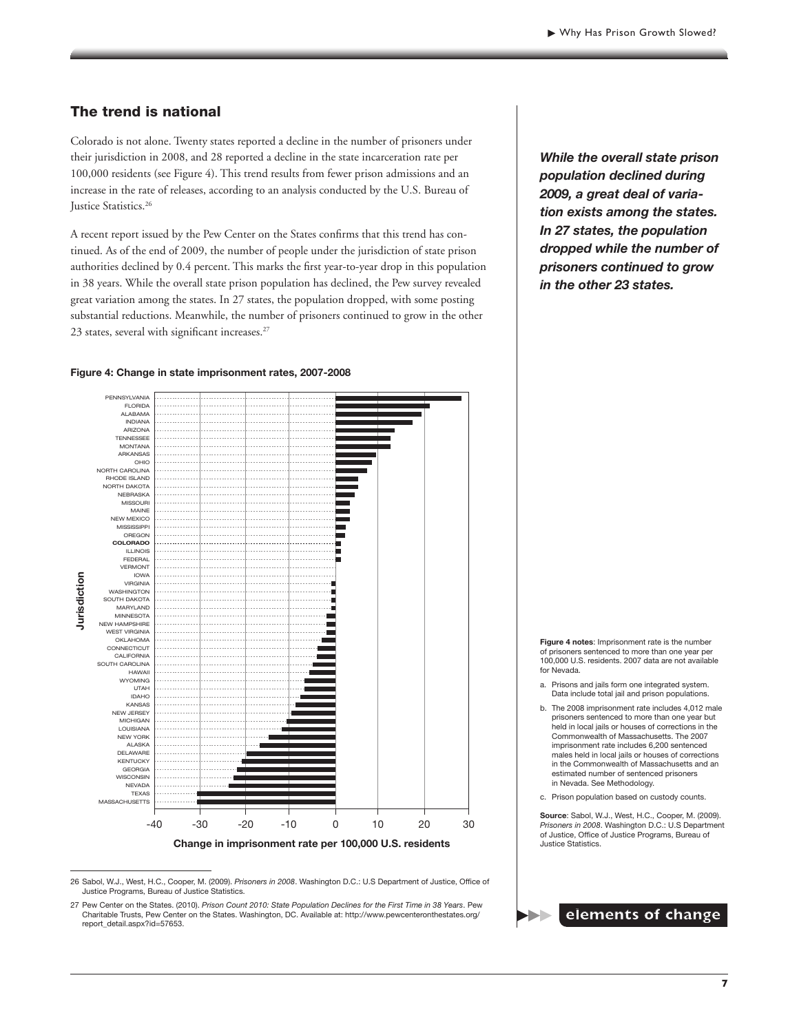## The trend is national

Colorado is not alone. Twenty states reported a decline in the number of prisoners under their jurisdiction in 2008, and 28 reported a decline in the state incarceration rate per 100,000 residents (see Figure 4). This trend results from fewer prison admissions and an increase in the rate of releases, according to an analysis conducted by the U.S. Bureau of Justice Statistics.[26]

A recent report issued by the Pew Center on the States confirms that this trend has continued. As of the end of 2009, the number of people under the jurisdiction of state prison authorities declined by 0.4 percent. This marks the first year-to-year drop in this population in 38 years. While the overall state prison population has declined, the Pew survey revealed great variation among the states. In 27 states, the population dropped, with some posting substantial reductions. Meanwhile, the number of prisoners continued to grow in the other 23 states, several with significant increases.[27]

***While the overall state prison population declined during 2009, a great deal of variation exists among the states. In 27 states, the population dropped while the number of prisoners continued to grow in the other 23 states.***

**Figure 4: Change in state imprisonment rates, 2007-2008**

Jurisdiction: PENNSYLVANIA, FLORIDA, ALABAMA, INDIANA, ARIZONA, TENNESSEE, MONTANA, ARKANSAS, OHIO, NORTH CAROLINA, RHODE ISLAND, NORTH DAKOTA, NEBRASKA, MISSOURI, MAINE, NEW MEXICO, MISSISSIPPI, OREGON, **COLORADO**, ILLINOIS, FEDERAL, VERMONT, IOWA, VIRGINIA, WASHINGTON, SOUTH DAKOTA, MARYLAND, MINNESOTA, NEW HAMPSHIRE, WEST VIRGINIA, OKLAHOMA, CONNECTICUT, CALIFORNIA, SOUTH CAROLINA, HAWAII, WYOMING, UTAH, IDAHO, KANSAS, NEW JERSEY, MICHIGAN, LOUISIANA, NEW YORK, ALASKA, DELAWARE, KENTUCKY, GEORGIA, WISCONSIN, NEVADA, TEXAS, MASSACHUSETTS

-40 -30 -20 -10 0 10 20 30

Change in imprisonment rate per 100,000 U.S. residents

**Figure 4 notes**: Imprisonment rate is the number of prisoners sentenced to more than one year per 100,000 U.S. residents. 2007 data are not available for Nevada.

a. Prisons and jails form one integrated system. Data include total jail and prison populations.

b. The 2008 imprisonment rate includes 4,012 male prisoners sentenced to more than one year but held in local jails or houses of corrections in the Commonwealth of Massachusetts. The 2007 imprisonment rate includes 6,200 sentenced males held in local jails or houses of corrections in the Commonwealth of Massachusetts and an estimated number of sentenced prisoners in Nevada. See Methodology.

c. Prison population based on custody counts.

**Source**: Sabol, W.J., West, H.C., Cooper, M. (2009). *Prisoners in 2008*. Washington D.C.: U.S Department of Justice, Office of Justice Programs, Bureau of Justice Statistics.

---

26 Sabol, W.J., West, H.C., Cooper, M. (2009). *Prisoners in 2008*. Washington D.C.: U.S Department of Justice, Office of Justice Programs, Bureau of Justice Statistics.

27 Pew Center on the States. (2010). *Prison Count 2010: State Population Declines for the First Time in 38 Years*. Pew Charitable Trusts, Pew Center on the States. Washington, DC. Available at: http://www.pewcenteronthestates.org/report_detail.aspx?id=57653.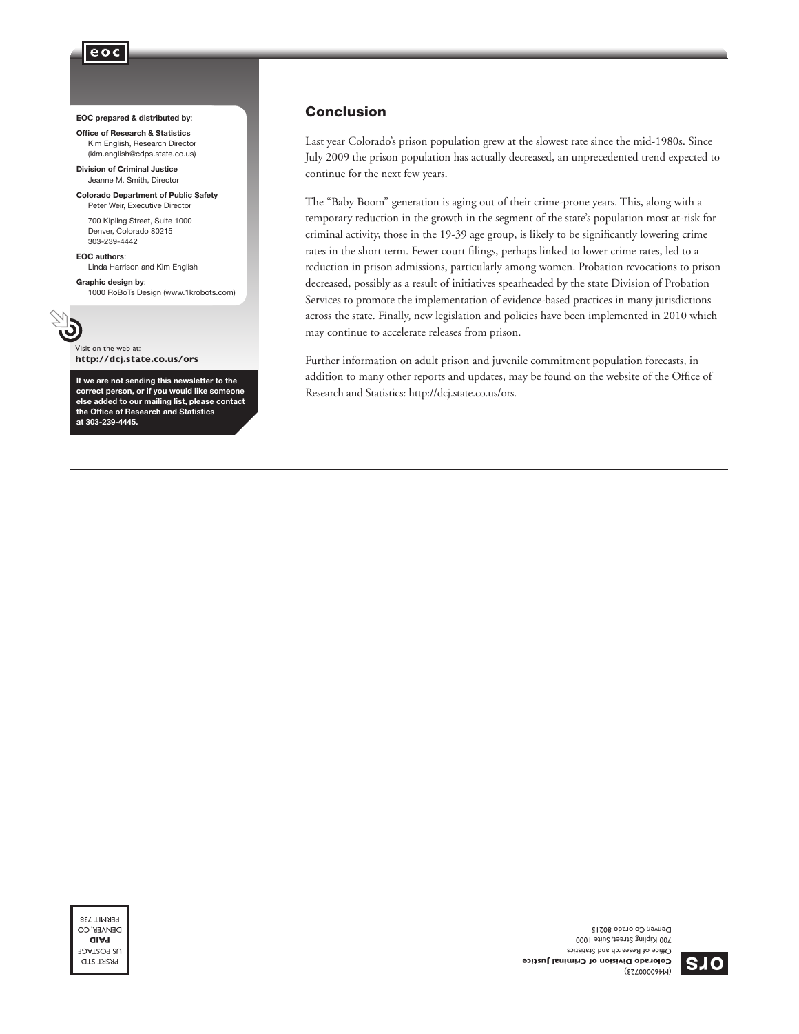## Conclusion

Last year Colorado's prison population grew at the slowest rate since the mid-1980s. Since July 2009 the prison population has actually decreased, an unprecedented trend expected to continue for the next few years.

The "Baby Boom" generation is aging out of their crime-prone years. This, along with a temporary reduction in the growth in the segment of the state's population most at-risk for criminal activity, those in the 19-39 age group, is likely to be significantly lowering crime rates in the short term. Fewer court filings, perhaps linked to lower crime rates, led to a reduction in prison admissions, particularly among women. Probation revocations to prison decreased, possibly as a result of initiatives spearheaded by the state Division of Probation Services to promote the implementation of evidence-based practices in many jurisdictions across the state. Finally, new legislation and policies have been implemented in 2010 which may continue to accelerate releases from prison.

Further information on adult prison and juvenile commitment population forecasts, in addition to many other reports and updates, may be found on the website of the Office of Research and Statistics: http://dcj.state.co.us/ors.

eoc

**EOC prepared & distributed by**:

**Office of Research & Statistics**
Kim English, Research Director
(kim.english@cdps.state.co.us)

**Division of Criminal Justice**
Jeanne M. Smith, Director

**Colorado Department of Public Safety**
Peter Weir, Executive Director

700 Kipling Street, Suite 1000
Denver, Colorado 80215
303-239-4442

**EOC authors**:
Linda Harrison and Kim English

**Graphic design by**:
1000 RoBoTs Design (www.1krobots.com)

Visit on the web at:
**http://dcj.state.co.us/ors**

**If we are not sending this newsletter to the correct person, or if you would like someone else added to our mailing list, please contact the Office of Research and Statistics at 303-239-4445.**

ors
(M460000723)
**Colorado Division of Criminal Justice**
Office of Research and Statistics
700 Kipling Street, Suite 1000
Denver, Colorado 80215

PRSRT STD
US POSTAGE
**PAID**
DENVER, CO
PERMIT 738